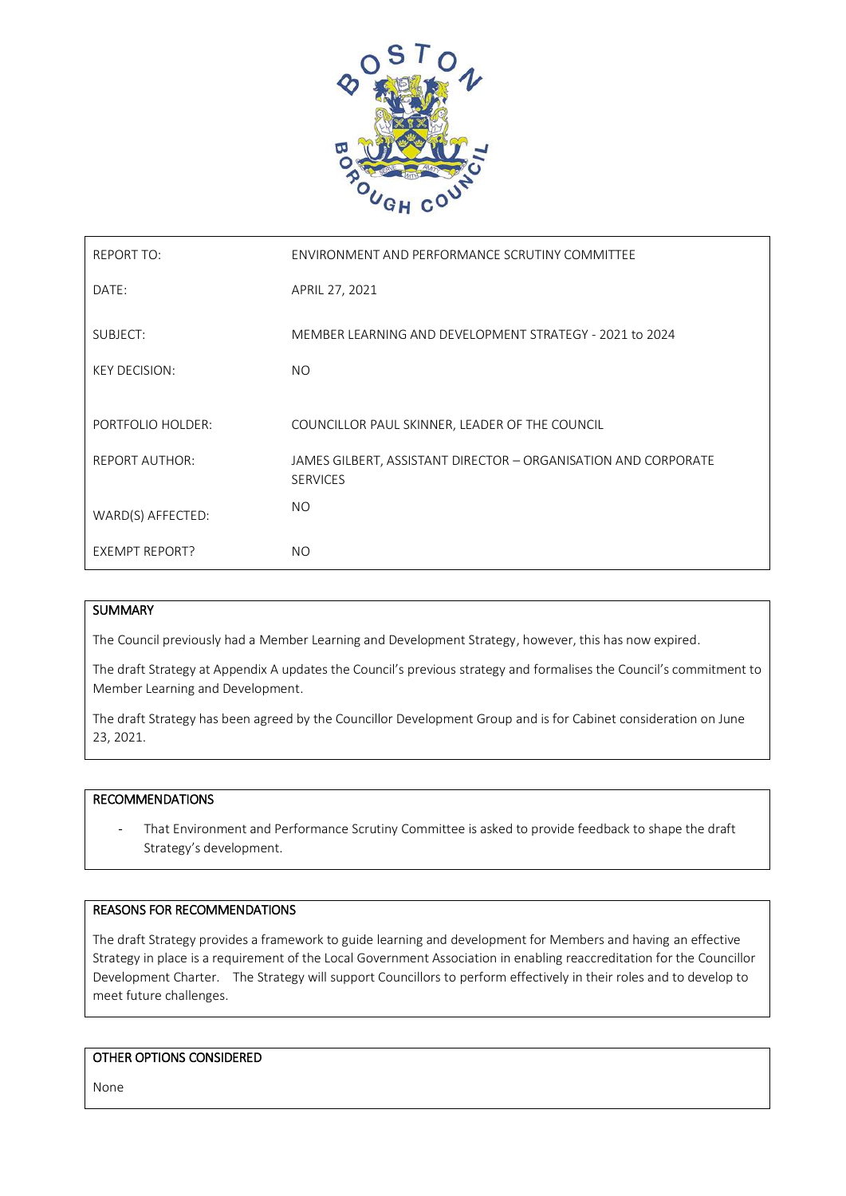| REPORT TO: | ENVIRONMENT AND PERFORMANCE SCRUTINY COMMITTEE |
|---|---|
| DATE: | APRIL 27, 2021 |
| SUBJECT: | MEMBER LEARNING AND DEVELOPMENT STRATEGY - 2021 to 2024 |
| KEY DECISION: | NO |
| PORTFOLIO HOLDER: | COUNCILLOR PAUL SKINNER, LEADER OF THE COUNCIL |
| REPORT AUTHOR: | JAMES GILBERT, ASSISTANT DIRECTOR – ORGANISATION AND CORPORATE SERVICES |
| WARD(S) AFFECTED: | NO |
| EXEMPT REPORT? | NO |

## SUMMARY

The Council previously had a Member Learning and Development Strategy, however, this has now expired.

The draft Strategy at Appendix A updates the Council's previous strategy and formalises the Council's commitment to Member Learning and Development.

The draft Strategy has been agreed by the Councillor Development Group and is for Cabinet consideration on June 23, 2021.

## RECOMMENDATIONS

- That Environment and Performance Scrutiny Committee is asked to provide feedback to shape the draft Strategy's development.

## REASONS FOR RECOMMENDATIONS

The draft Strategy provides a framework to guide learning and development for Members and having an effective Strategy in place is a requirement of the Local Government Association in enabling reaccreditation for the Councillor Development Charter. The Strategy will support Councillors to perform effectively in their roles and to develop to meet future challenges.

## OTHER OPTIONS CONSIDERED

None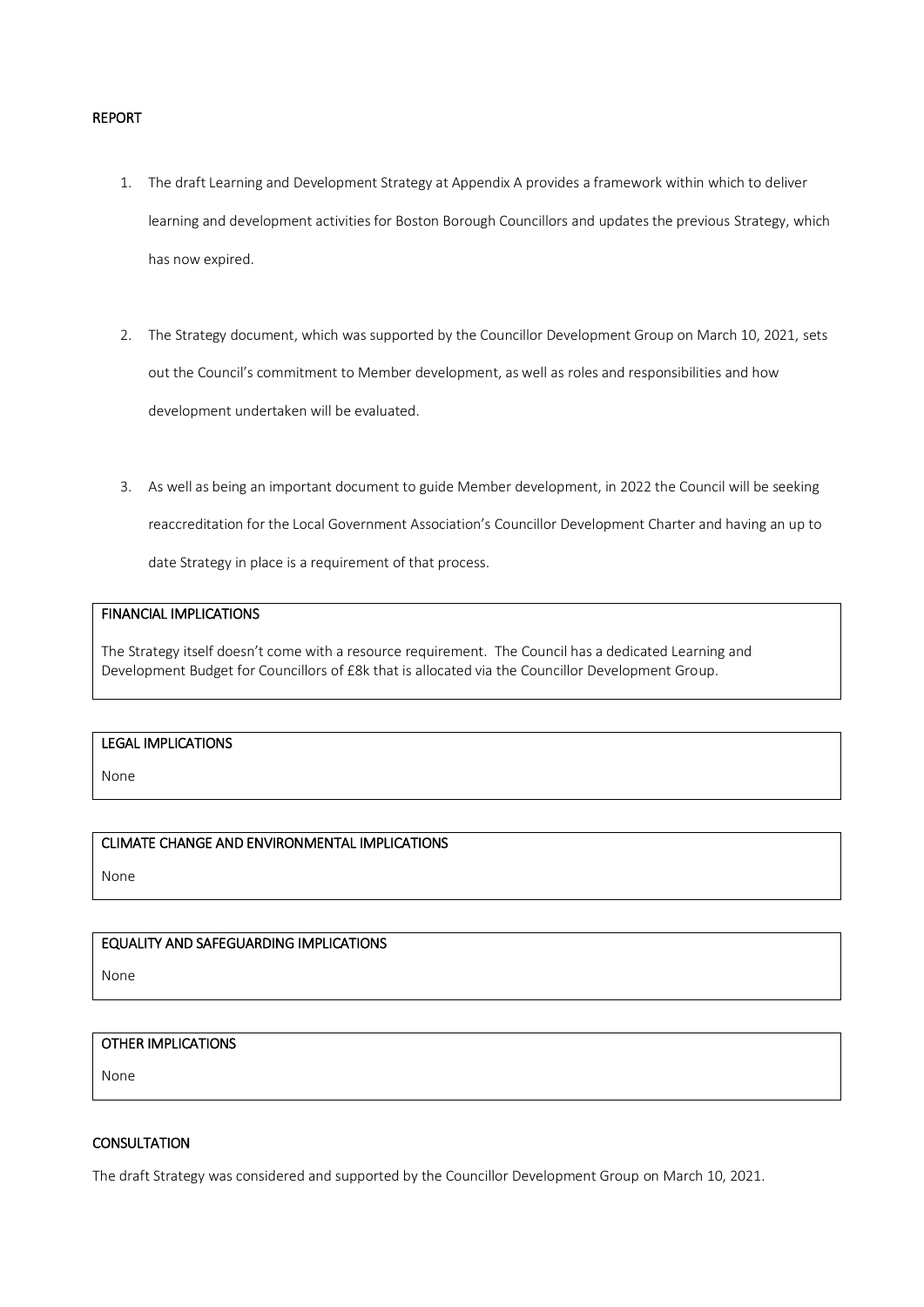## REPORT

1. The draft Learning and Development Strategy at Appendix A provides a framework within which to deliver learning and development activities for Boston Borough Councillors and updates the previous Strategy, which has now expired.

2. The Strategy document, which was supported by the Councillor Development Group on March 10, 2021, sets out the Council's commitment to Member development, as well as roles and responsibilities and how development undertaken will be evaluated.

3. As well as being an important document to guide Member development, in 2022 the Council will be seeking reaccreditation for the Local Government Association's Councillor Development Charter and having an up to date Strategy in place is a requirement of that process.

### FINANCIAL IMPLICATIONS

The Strategy itself doesn't come with a resource requirement. The Council has a dedicated Learning and Development Budget for Councillors of £8k that is allocated via the Councillor Development Group.

### LEGAL IMPLICATIONS

None

### CLIMATE CHANGE AND ENVIRONMENTAL IMPLICATIONS

None

### EQUALITY AND SAFEGUARDING IMPLICATIONS

None

### OTHER IMPLICATIONS

None

## CONSULTATION

The draft Strategy was considered and supported by the Councillor Development Group on March 10, 2021.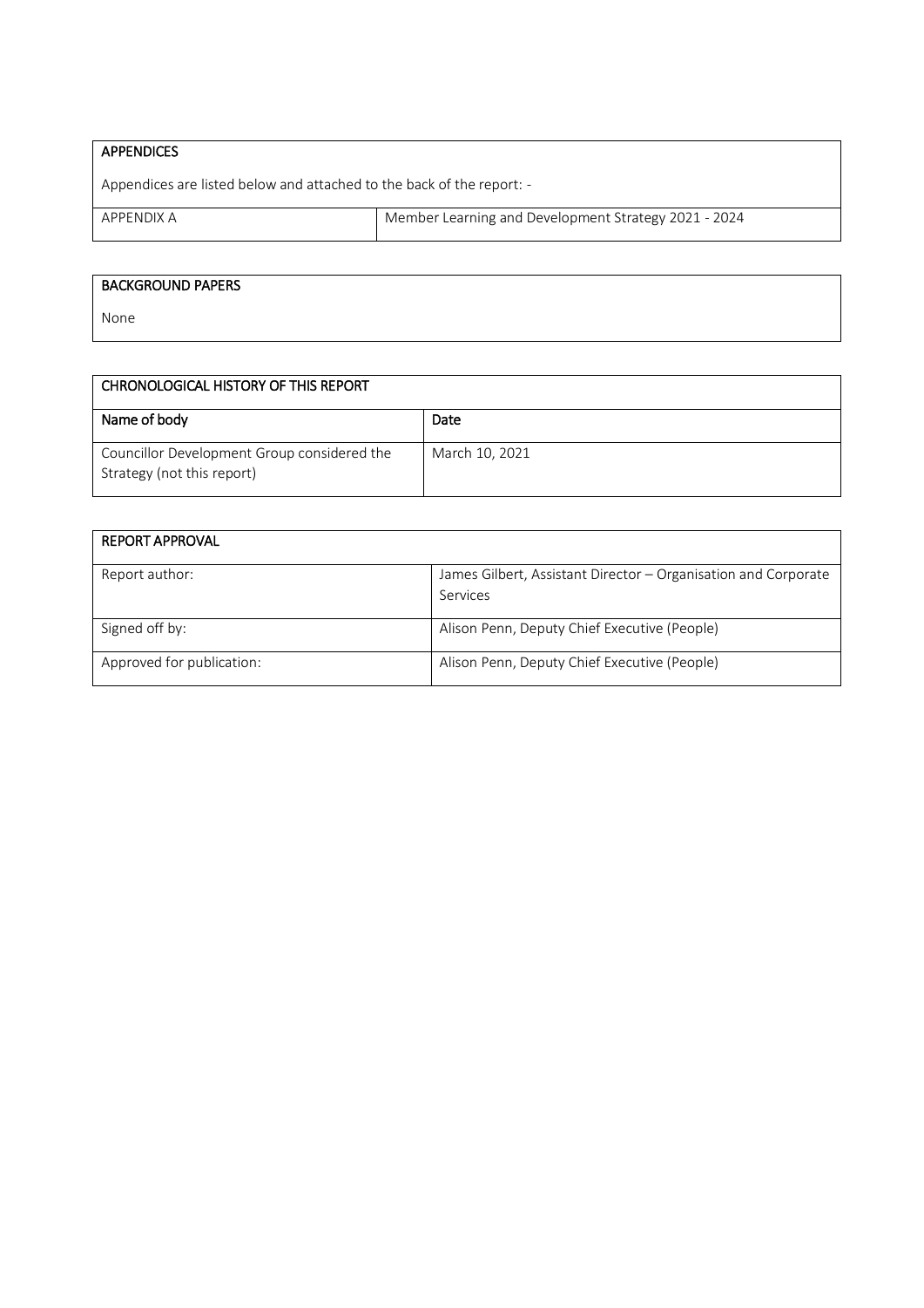| APPENDICES | |
|---|---|
| Appendices are listed below and attached to the back of the report: - | |
| APPENDIX A | Member Learning and Development Strategy 2021 - 2024 |

| BACKGROUND PAPERS |
|---|
| None |

| CHRONOLOGICAL HISTORY OF THIS REPORT | |
|---|---|
| **Name of body** | **Date** |
| Councillor Development Group considered the Strategy (not this report) | March 10, 2021 |

| REPORT APPROVAL | |
|---|---|
| Report author: | James Gilbert, Assistant Director – Organisation and Corporate Services |
| Signed off by: | Alison Penn, Deputy Chief Executive (People) |
| Approved for publication: | Alison Penn, Deputy Chief Executive (People) |